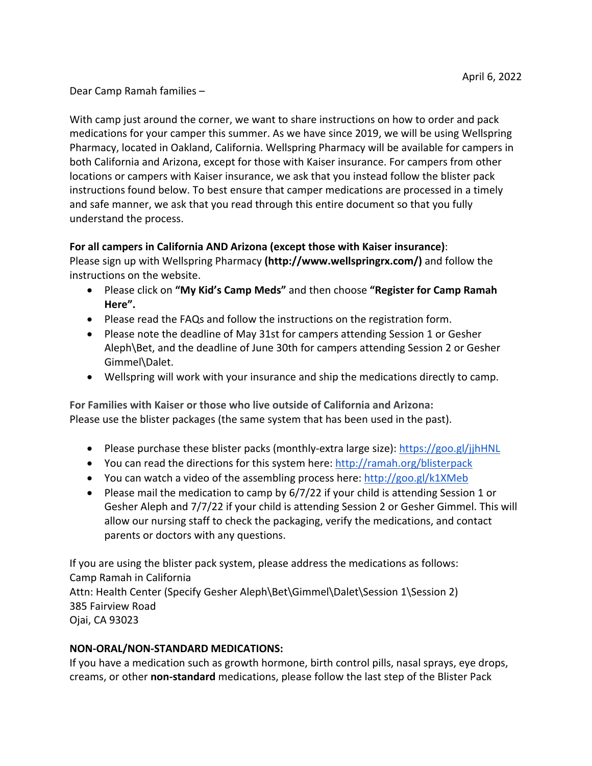April 6, 2022

Dear Camp Ramah families –

With camp just around the corner, we want to share instructions on how to order and pack medications for your camper this summer. As we have since 2019, we will be using Wellspring Pharmacy, located in Oakland, California. Wellspring Pharmacy will be available for campers in both California and Arizona, except for those with Kaiser insurance. For campers from other locations or campers with Kaiser insurance, we ask that you instead follow the blister pack instructions found below. To best ensure that camper medications are processed in a timely and safe manner, we ask that you read through this entire document so that you fully understand the process.

**For all campers in California AND Arizona (except those with Kaiser insurance)**:
Please sign up with Wellspring Pharmacy **(http://www.wellspringrx.com/)** and follow the instructions on the website.

- Please click on **"My Kid's Camp Meds"** and then choose **"Register for Camp Ramah Here".**
- Please read the FAQs and follow the instructions on the registration form.
- Please note the deadline of May 31st for campers attending Session 1 or Gesher Aleph\Bet, and the deadline of June 30th for campers attending Session 2 or Gesher Gimmel\Dalet.
- Wellspring will work with your insurance and ship the medications directly to camp.

**For Families with Kaiser or those who live outside of California and Arizona:**
Please use the blister packages (the same system that has been used in the past).

- Please purchase these blister packs (monthly-extra large size): https://goo.gl/jjhHNL
- You can read the directions for this system here: http://ramah.org/blisterpack
- You can watch a video of the assembling process here: http://goo.gl/k1XMeb
- Please mail the medication to camp by 6/7/22 if your child is attending Session 1 or Gesher Aleph and 7/7/22 if your child is attending Session 2 or Gesher Gimmel. This will allow our nursing staff to check the packaging, verify the medications, and contact parents or doctors with any questions.

If you are using the blister pack system, please address the medications as follows:
Camp Ramah in California
Attn: Health Center (Specify Gesher Aleph\Bet\Gimmel\Dalet\Session 1\Session 2)
385 Fairview Road
Ojai, CA 93023

**NON-ORAL/NON-STANDARD MEDICATIONS:**
If you have a medication such as growth hormone, birth control pills, nasal sprays, eye drops, creams, or other **non-standard** medications, please follow the last step of the Blister Pack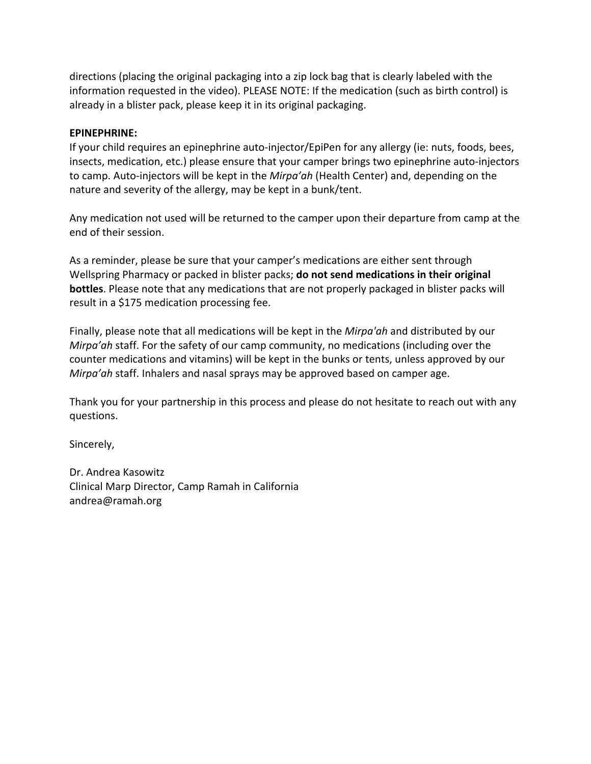directions (placing the original packaging into a zip lock bag that is clearly labeled with the information requested in the video). PLEASE NOTE: If the medication (such as birth control) is already in a blister pack, please keep it in its original packaging.

**EPINEPHRINE:**

If your child requires an epinephrine auto-injector/EpiPen for any allergy (ie: nuts, foods, bees, insects, medication, etc.) please ensure that your camper brings two epinephrine auto-injectors to camp. Auto-injectors will be kept in the *Mirpa'ah* (Health Center) and, depending on the nature and severity of the allergy, may be kept in a bunk/tent.

Any medication not used will be returned to the camper upon their departure from camp at the end of their session.

As a reminder, please be sure that your camper's medications are either sent through Wellspring Pharmacy or packed in blister packs; **do not send medications in their original bottles**. Please note that any medications that are not properly packaged in blister packs will result in a $175 medication processing fee.

Finally, please note that all medications will be kept in the *Mirpa'ah* and distributed by our *Mirpa'ah* staff. For the safety of our camp community, no medications (including over the counter medications and vitamins) will be kept in the bunks or tents, unless approved by our *Mirpa'ah* staff. Inhalers and nasal sprays may be approved based on camper age.

Thank you for your partnership in this process and please do not hesitate to reach out with any questions.

Sincerely,

Dr. Andrea Kasowitz
Clinical Marp Director, Camp Ramah in California
andrea@ramah.org